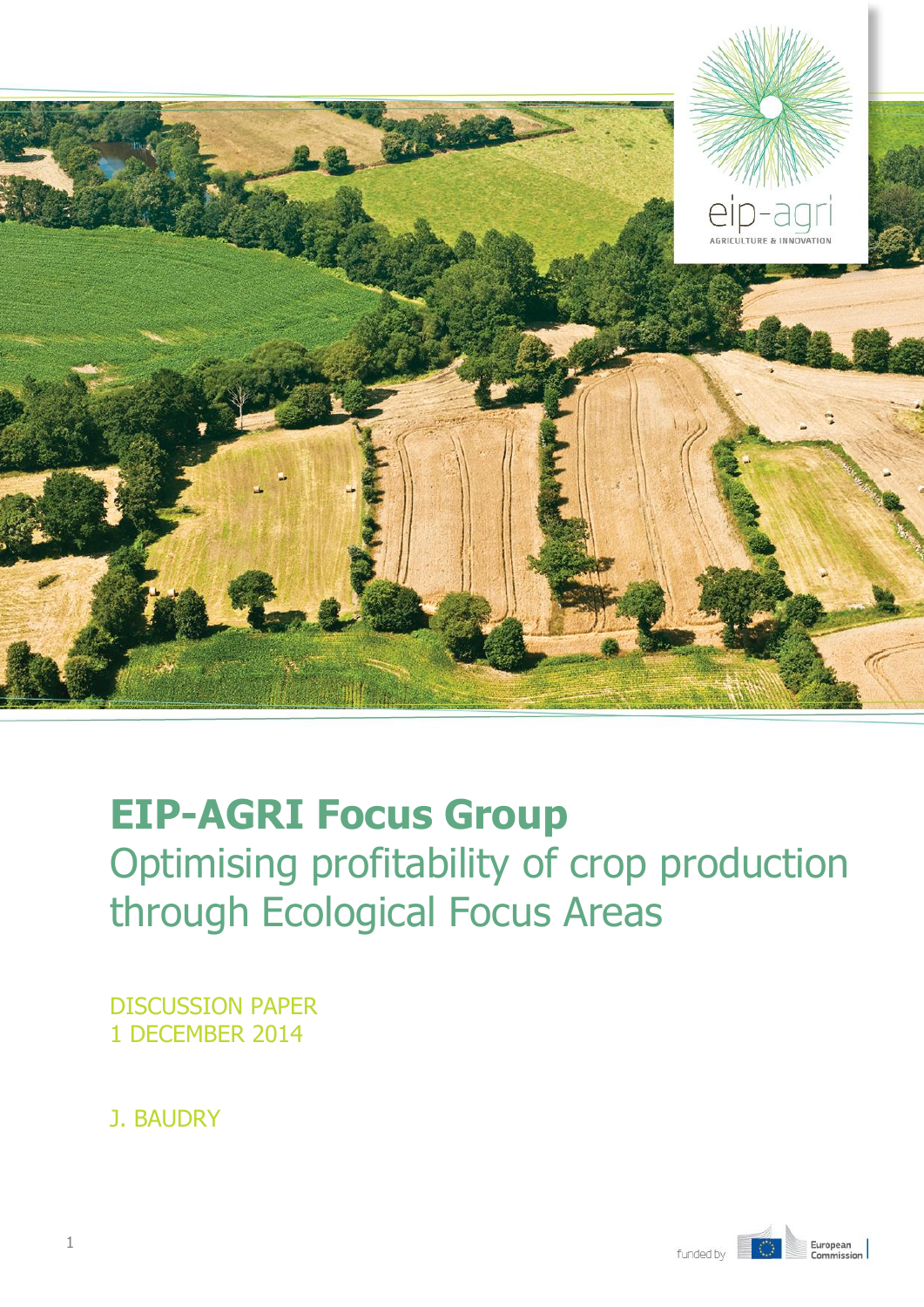# EIP-AGRI Focus Group

## Optimising profitability of crop production through Ecological Focus Areas

DISCUSSION PAPER
1 DECEMBER 2014

J. BAUDRY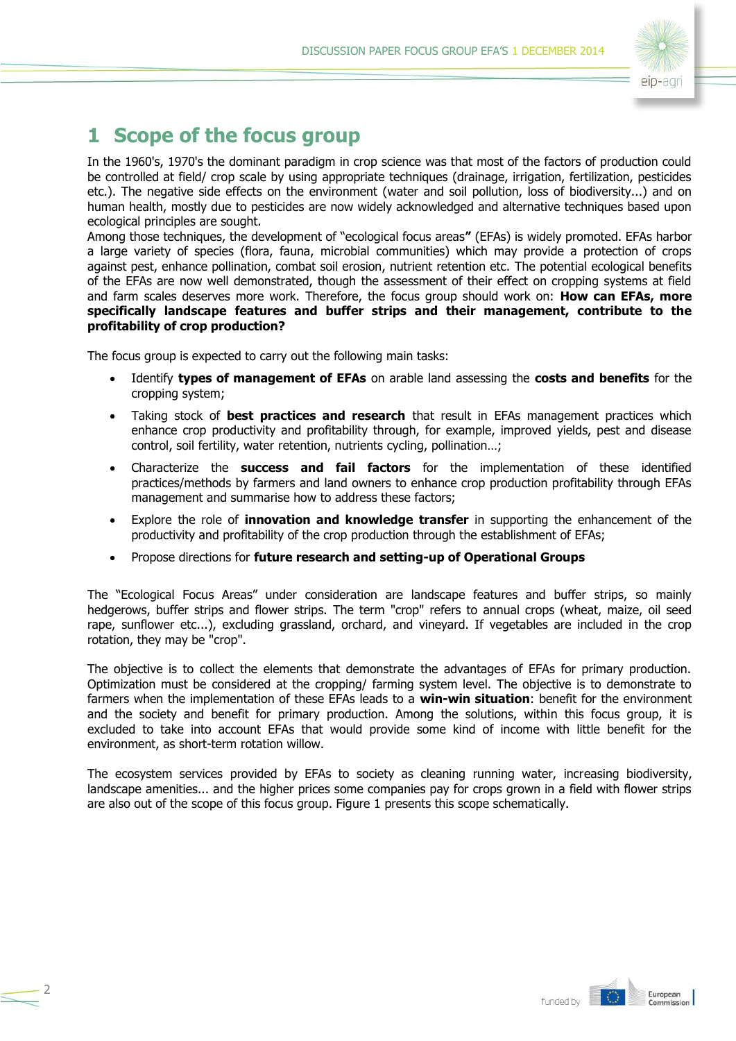# 1 Scope of the focus group

In the 1960's, 1970's the dominant paradigm in crop science was that most of the factors of production could be controlled at field/ crop scale by using appropriate techniques (drainage, irrigation, fertilization, pesticides etc.). The negative side effects on the environment (water and soil pollution, loss of biodiversity...) and on human health, mostly due to pesticides are now widely acknowledged and alternative techniques based upon ecological principles are sought.

Among those techniques, the development of "ecological focus areas**"** (EFAs) is widely promoted. EFAs harbor a large variety of species (flora, fauna, microbial communities) which may provide a protection of crops against pest, enhance pollination, combat soil erosion, nutrient retention etc. The potential ecological benefits of the EFAs are now well demonstrated, though the assessment of their effect on cropping systems at field and farm scales deserves more work. Therefore, the focus group should work on: **How can EFAs, more specifically landscape features and buffer strips and their management, contribute to the profitability of crop production?**

The focus group is expected to carry out the following main tasks:

- Identify **types of management of EFAs** on arable land assessing the **costs and benefits** for the cropping system;
- Taking stock of **best practices and research** that result in EFAs management practices which enhance crop productivity and profitability through, for example, improved yields, pest and disease control, soil fertility, water retention, nutrients cycling, pollination…;
- Characterize the **success and fail factors** for the implementation of these identified practices/methods by farmers and land owners to enhance crop production profitability through EFAs management and summarise how to address these factors;
- Explore the role of **innovation and knowledge transfer** in supporting the enhancement of the productivity and profitability of the crop production through the establishment of EFAs;
- Propose directions for **future research and setting-up of Operational Groups**

The "Ecological Focus Areas" under consideration are landscape features and buffer strips, so mainly hedgerows, buffer strips and flower strips. The term "crop" refers to annual crops (wheat, maize, oil seed rape, sunflower etc...), excluding grassland, orchard, and vineyard. If vegetables are included in the crop rotation, they may be "crop".

The objective is to collect the elements that demonstrate the advantages of EFAs for primary production. Optimization must be considered at the cropping/ farming system level. The objective is to demonstrate to farmers when the implementation of these EFAs leads to a **win-win situation**: benefit for the environment and the society and benefit for primary production. Among the solutions, within this focus group, it is excluded to take into account EFAs that would provide some kind of income with little benefit for the environment, as short-term rotation willow.

The ecosystem services provided by EFAs to society as cleaning running water, increasing biodiversity, landscape amenities... and the higher prices some companies pay for crops grown in a field with flower strips are also out of the scope of this focus group. Figure 1 presents this scope schematically.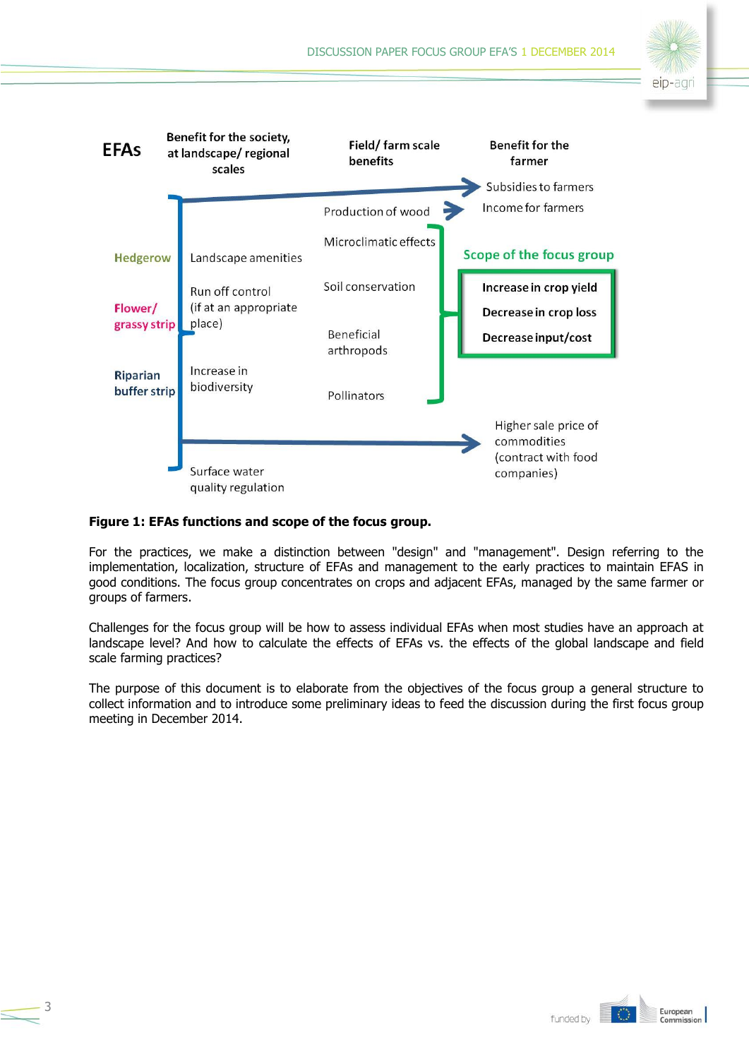**EFAs** | **Benefit for the society, at landscape/ regional scales** | **Field/ farm scale benefits** | **Benefit for the farmer**

Subsidies to farmers

Production of wood → Income for farmers

Hedgerow

Flower/ grassy strip

Riparian buffer strip

Landscape amenities

Run off control (if at an appropriate place)

Increase in biodiversity

Surface water quality regulation

Microclimatic effects

Soil conservation

Beneficial arthropods

Pollinators

Scope of the focus group

- **Increase in crop yield**
- **Decrease in crop loss**
- **Decrease input/cost**

Higher sale price of commodities (contract with food companies)

**Figure 1: EFAs functions and scope of the focus group.**

For the practices, we make a distinction between "design" and "management". Design referring to the implementation, localization, structure of EFAs and management to the early practices to maintain EFAS in good conditions. The focus group concentrates on crops and adjacent EFAs, managed by the same farmer or groups of farmers.

Challenges for the focus group will be how to assess individual EFAs when most studies have an approach at landscape level? And how to calculate the effects of EFAs vs. the effects of the global landscape and field scale farming practices?

The purpose of this document is to elaborate from the objectives of the focus group a general structure to collect information and to introduce some preliminary ideas to feed the discussion during the first focus group meeting in December 2014.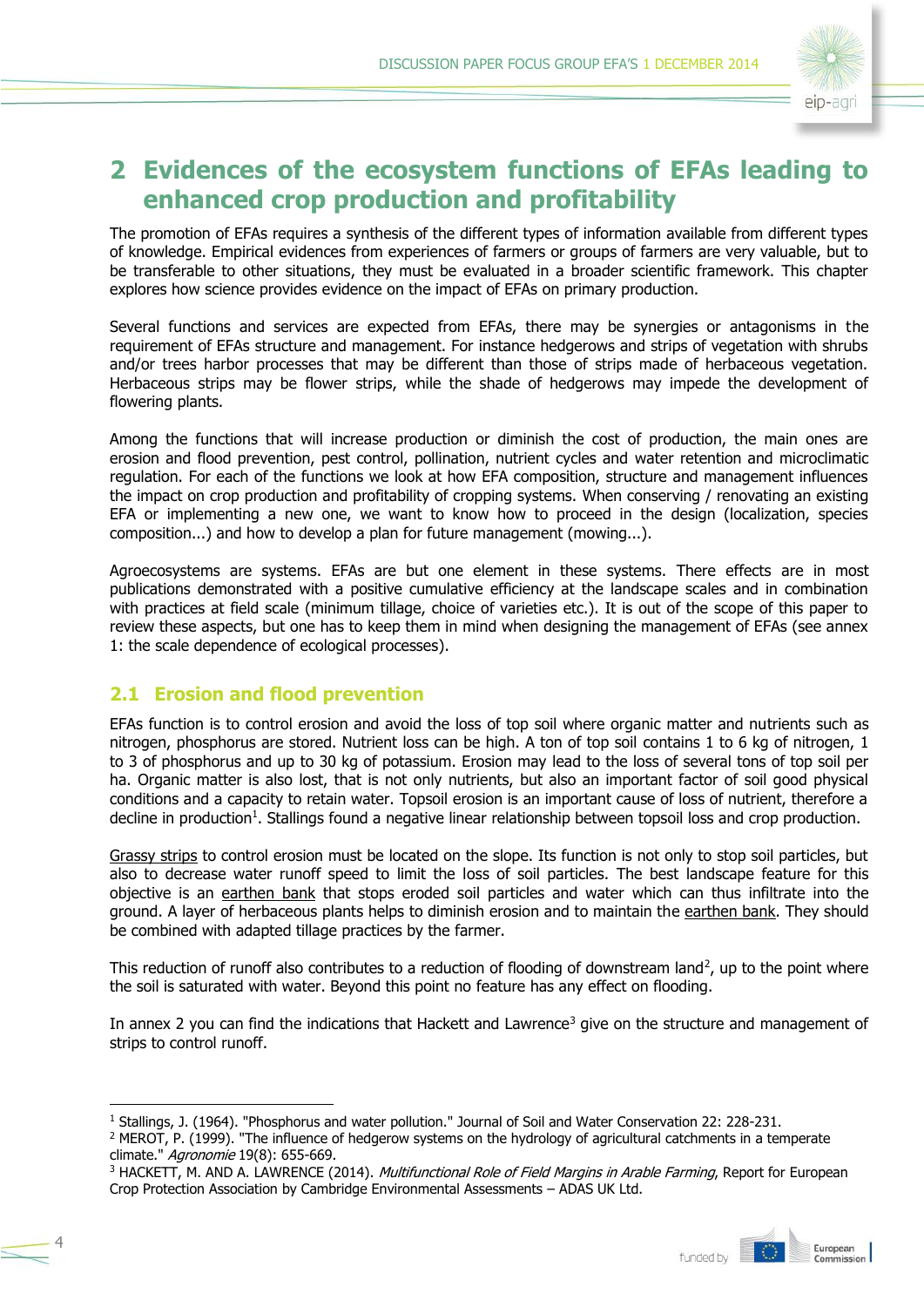# 2 Evidences of the ecosystem functions of EFAs leading to enhanced crop production and profitability

The promotion of EFAs requires a synthesis of the different types of information available from different types of knowledge. Empirical evidences from experiences of farmers or groups of farmers are very valuable, but to be transferable to other situations, they must be evaluated in a broader scientific framework. This chapter explores how science provides evidence on the impact of EFAs on primary production.

Several functions and services are expected from EFAs, there may be synergies or antagonisms in the requirement of EFAs structure and management. For instance hedgerows and strips of vegetation with shrubs and/or trees harbor processes that may be different than those of strips made of herbaceous vegetation. Herbaceous strips may be flower strips, while the shade of hedgerows may impede the development of flowering plants.

Among the functions that will increase production or diminish the cost of production, the main ones are erosion and flood prevention, pest control, pollination, nutrient cycles and water retention and microclimatic regulation. For each of the functions we look at how EFA composition, structure and management influences the impact on crop production and profitability of cropping systems. When conserving / renovating an existing EFA or implementing a new one, we want to know how to proceed in the design (localization, species composition...) and how to develop a plan for future management (mowing...).

Agroecosystems are systems. EFAs are but one element in these systems. There effects are in most publications demonstrated with a positive cumulative efficiency at the landscape scales and in combination with practices at field scale (minimum tillage, choice of varieties etc.). It is out of the scope of this paper to review these aspects, but one has to keep them in mind when designing the management of EFAs (see annex 1: the scale dependence of ecological processes).

## 2.1 Erosion and flood prevention

EFAs function is to control erosion and avoid the loss of top soil where organic matter and nutrients such as nitrogen, phosphorus are stored. Nutrient loss can be high. A ton of top soil contains 1 to 6 kg of nitrogen, 1 to 3 of phosphorus and up to 30 kg of potassium. Erosion may lead to the loss of several tons of top soil per ha. Organic matter is also lost, that is not only nutrients, but also an important factor of soil good physical conditions and a capacity to retain water. Topsoil erosion is an important cause of loss of nutrient, therefore a decline in production[1]. Stallings found a negative linear relationship between topsoil loss and crop production.

Grassy strips to control erosion must be located on the slope. Its function is not only to stop soil particles, but also to decrease water runoff speed to limit the loss of soil particles. The best landscape feature for this objective is an earthen bank that stops eroded soil particles and water which can thus infiltrate into the ground. A layer of herbaceous plants helps to diminish erosion and to maintain the earthen bank. They should be combined with adapted tillage practices by the farmer.

This reduction of runoff also contributes to a reduction of flooding of downstream land[2], up to the point where the soil is saturated with water. Beyond this point no feature has any effect on flooding.

In annex 2 you can find the indications that Hackett and Lawrence[3] give on the structure and management of strips to control runoff.

---

[1] Stallings, J. (1964). "Phosphorus and water pollution." Journal of Soil and Water Conservation 22: 228-231.

[2] MEROT, P. (1999). "The influence of hedgerow systems on the hydrology of agricultural catchments in a temperate climate." *Agronomie* 19(8): 655-669.

[3] HACKETT, M. AND A. LAWRENCE (2014). *Multifunctional Role of Field Margins in Arable Farming*, Report for European Crop Protection Association by Cambridge Environmental Assessments – ADAS UK Ltd.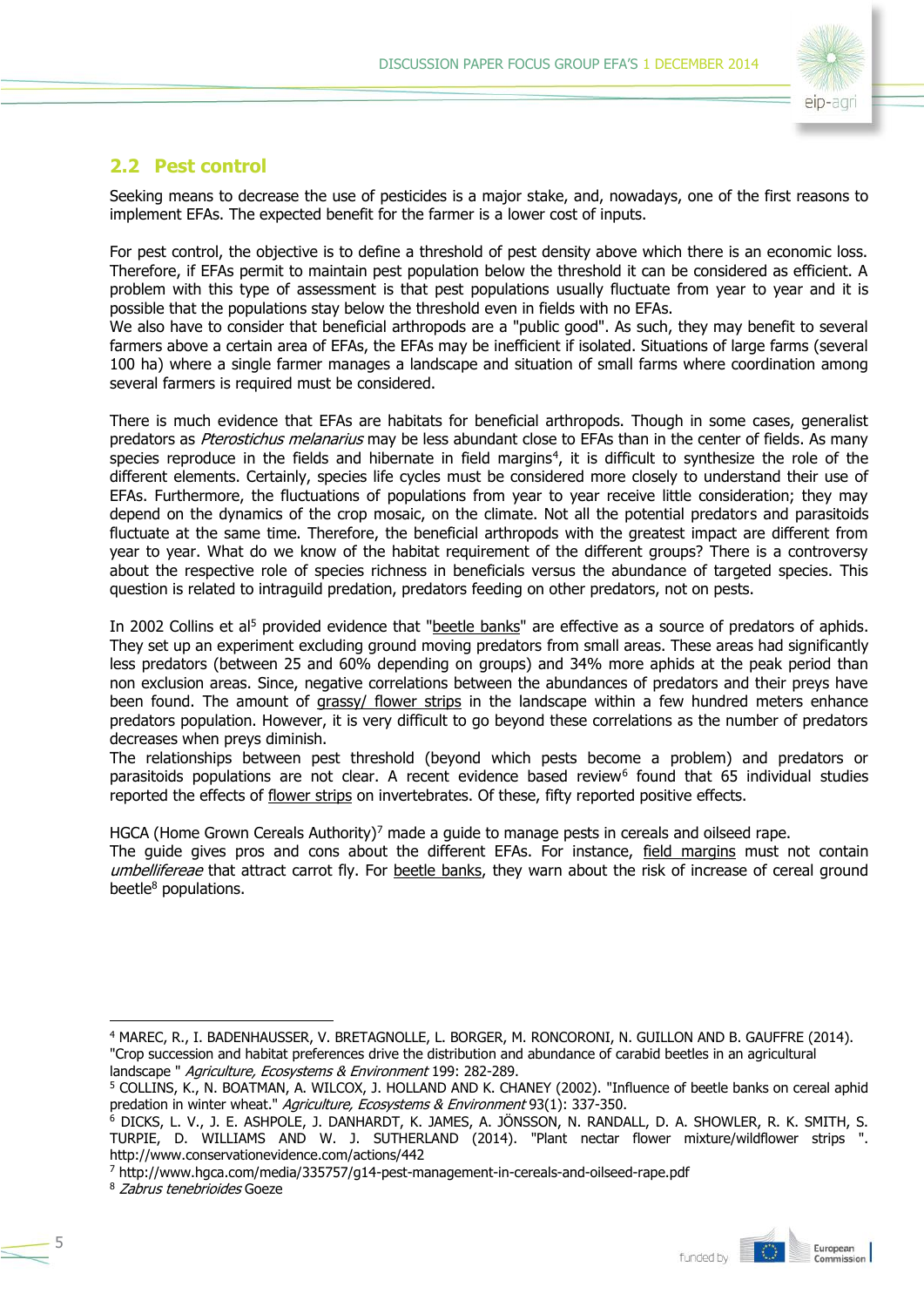## 2.2 Pest control

Seeking means to decrease the use of pesticides is a major stake, and, nowadays, one of the first reasons to implement EFAs. The expected benefit for the farmer is a lower cost of inputs.

For pest control, the objective is to define a threshold of pest density above which there is an economic loss. Therefore, if EFAs permit to maintain pest population below the threshold it can be considered as efficient. A problem with this type of assessment is that pest populations usually fluctuate from year to year and it is possible that the populations stay below the threshold even in fields with no EFAs.
We also have to consider that beneficial arthropods are a "public good". As such, they may benefit to several farmers above a certain area of EFAs, the EFAs may be inefficient if isolated. Situations of large farms (several 100 ha) where a single farmer manages a landscape and situation of small farms where coordination among several farmers is required must be considered.

There is much evidence that EFAs are habitats for beneficial arthropods. Though in some cases, generalist predators as *Pterostichus melanarius* may be less abundant close to EFAs than in the center of fields. As many species reproduce in the fields and hibernate in field margins[4], it is difficult to synthesize the role of the different elements. Certainly, species life cycles must be considered more closely to understand their use of EFAs. Furthermore, the fluctuations of populations from year to year receive little consideration; they may depend on the dynamics of the crop mosaic, on the climate. Not all the potential predators and parasitoids fluctuate at the same time. Therefore, the beneficial arthropods with the greatest impact are different from year to year. What do we know of the habitat requirement of the different groups? There is a controversy about the respective role of species richness in beneficials versus the abundance of targeted species. This question is related to intraguild predation, predators feeding on other predators, not on pests.

In 2002 Collins et al[5] provided evidence that "beetle banks" are effective as a source of predators of aphids. They set up an experiment excluding ground moving predators from small areas. These areas had significantly less predators (between 25 and 60% depending on groups) and 34% more aphids at the peak period than non exclusion areas. Since, negative correlations between the abundances of predators and their preys have been found. The amount of grassy/ flower strips in the landscape within a few hundred meters enhance predators population. However, it is very difficult to go beyond these correlations as the number of predators decreases when preys diminish.
The relationships between pest threshold (beyond which pests become a problem) and predators or parasitoids populations are not clear. A recent evidence based review[6] found that 65 individual studies reported the effects of flower strips on invertebrates. Of these, fifty reported positive effects.

HGCA (Home Grown Cereals Authority)[7] made a guide to manage pests in cereals and oilseed rape.
The guide gives pros and cons about the different EFAs. For instance, field margins must not contain *umbellifereae* that attract carrot fly. For beetle banks, they warn about the risk of increase of cereal ground beetle[8] populations.

---

[4] MAREC, R., I. BADENHAUSSER, V. BRETAGNOLLE, L. BORGER, M. RONCORONI, N. GUILLON AND B. GAUFFRE (2014). "Crop succession and habitat preferences drive the distribution and abundance of carabid beetles in an agricultural landscape " *Agriculture, Ecosystems & Environment* 199: 282-289.

[5] COLLINS, K., N. BOATMAN, A. WILCOX, J. HOLLAND AND K. CHANEY (2002). "Influence of beetle banks on cereal aphid predation in winter wheat." *Agriculture, Ecosystems & Environment* 93(1): 337-350.

[6] DICKS, L. V., J. E. ASHPOLE, J. DANHARDT, K. JAMES, A. JÖNSSON, N. RANDALL, D. A. SHOWLER, R. K. SMITH, S. TURPIE, D. WILLIAMS AND W. J. SUTHERLAND (2014). "Plant nectar flower mixture/wildflower strips ". http://www.conservationevidence.com/actions/442

[7] http://www.hgca.com/media/335757/g14-pest-management-in-cereals-and-oilseed-rape.pdf

[8] *Zabrus tenebrioides* Goeze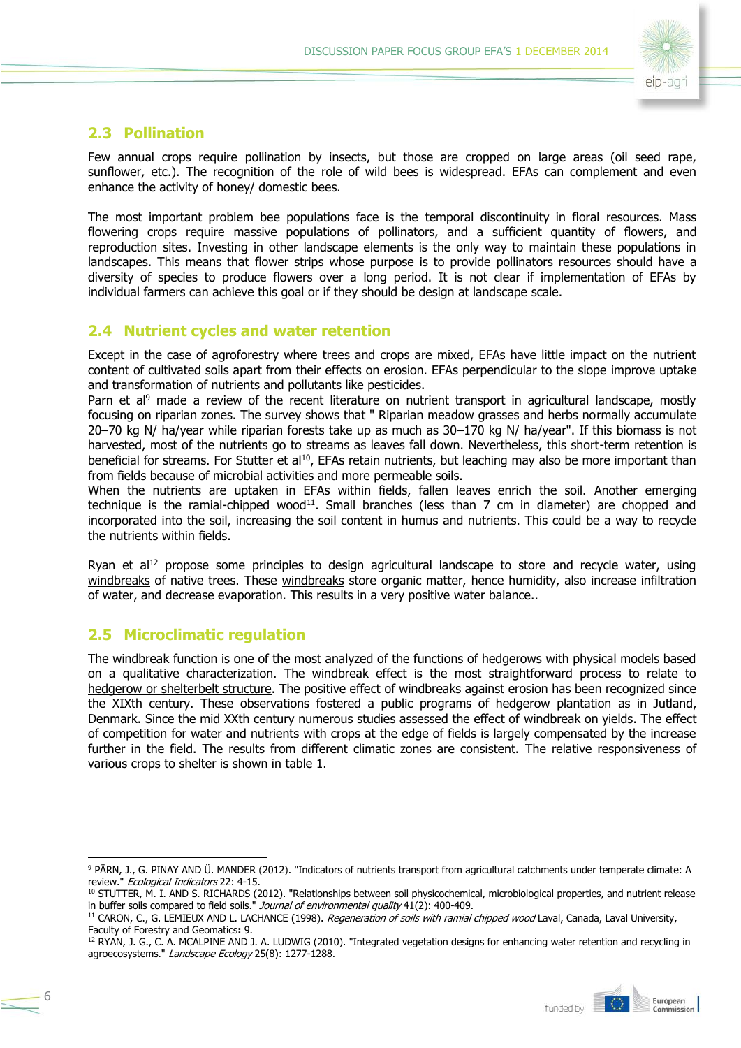## 2.3 Pollination

Few annual crops require pollination by insects, but those are cropped on large areas (oil seed rape, sunflower, etc.). The recognition of the role of wild bees is widespread. EFAs can complement and even enhance the activity of honey/ domestic bees.

The most important problem bee populations face is the temporal discontinuity in floral resources. Mass flowering crops require massive populations of pollinators, and a sufficient quantity of flowers, and reproduction sites. Investing in other landscape elements is the only way to maintain these populations in landscapes. This means that flower strips whose purpose is to provide pollinators resources should have a diversity of species to produce flowers over a long period. It is not clear if implementation of EFAs by individual farmers can achieve this goal or if they should be design at landscape scale.

## 2.4 Nutrient cycles and water retention

Except in the case of agroforestry where trees and crops are mixed, EFAs have little impact on the nutrient content of cultivated soils apart from their effects on erosion. EFAs perpendicular to the slope improve uptake and transformation of nutrients and pollutants like pesticides.

Parn et al[9] made a review of the recent literature on nutrient transport in agricultural landscape, mostly focusing on riparian zones. The survey shows that " Riparian meadow grasses and herbs normally accumulate 20–70 kg N/ ha/year while riparian forests take up as much as 30–170 kg N/ ha/year". If this biomass is not harvested, most of the nutrients go to streams as leaves fall down. Nevertheless, this short-term retention is beneficial for streams. For Stutter et al[10], EFAs retain nutrients, but leaching may also be more important than from fields because of microbial activities and more permeable soils.

When the nutrients are uptaken in EFAs within fields, fallen leaves enrich the soil. Another emerging technique is the ramial-chipped wood[11]. Small branches (less than 7 cm in diameter) are chopped and incorporated into the soil, increasing the soil content in humus and nutrients. This could be a way to recycle the nutrients within fields.

Ryan et al[12] propose some principles to design agricultural landscape to store and recycle water, using windbreaks of native trees. These windbreaks store organic matter, hence humidity, also increase infiltration of water, and decrease evaporation. This results in a very positive water balance..

## 2.5 Microclimatic regulation

The windbreak function is one of the most analyzed of the functions of hedgerows with physical models based on a qualitative characterization. The windbreak effect is the most straightforward process to relate to hedgerow or shelterbelt structure. The positive effect of windbreaks against erosion has been recognized since the XIXth century. These observations fostered a public programs of hedgerow plantation as in Jutland, Denmark. Since the mid XXth century numerous studies assessed the effect of windbreak on yields. The effect of competition for water and nutrients with crops at the edge of fields is largely compensated by the increase further in the field. The results from different climatic zones are consistent. The relative responsiveness of various crops to shelter is shown in table 1.

---

[9] PÄRN, J., G. PINAY AND Ü. MANDER (2012). "Indicators of nutrients transport from agricultural catchments under temperate climate: A review." *Ecological Indicators* 22: 4-15.

[10] STUTTER, M. I. AND S. RICHARDS (2012). "Relationships between soil physicochemical, microbiological properties, and nutrient release in buffer soils compared to field soils." *Journal of environmental quality* 41(2): 400-409.

[11] CARON, C., G. LEMIEUX AND L. LACHANCE (1998). *Regeneration of soils with ramial chipped wood* Laval, Canada, Laval University, Faculty of Forestry and Geomatics**:** 9.

[12] RYAN, J. G., C. A. MCALPINE AND J. A. LUDWIG (2010). "Integrated vegetation designs for enhancing water retention and recycling in agroecosystems." *Landscape Ecology* 25(8): 1277-1288.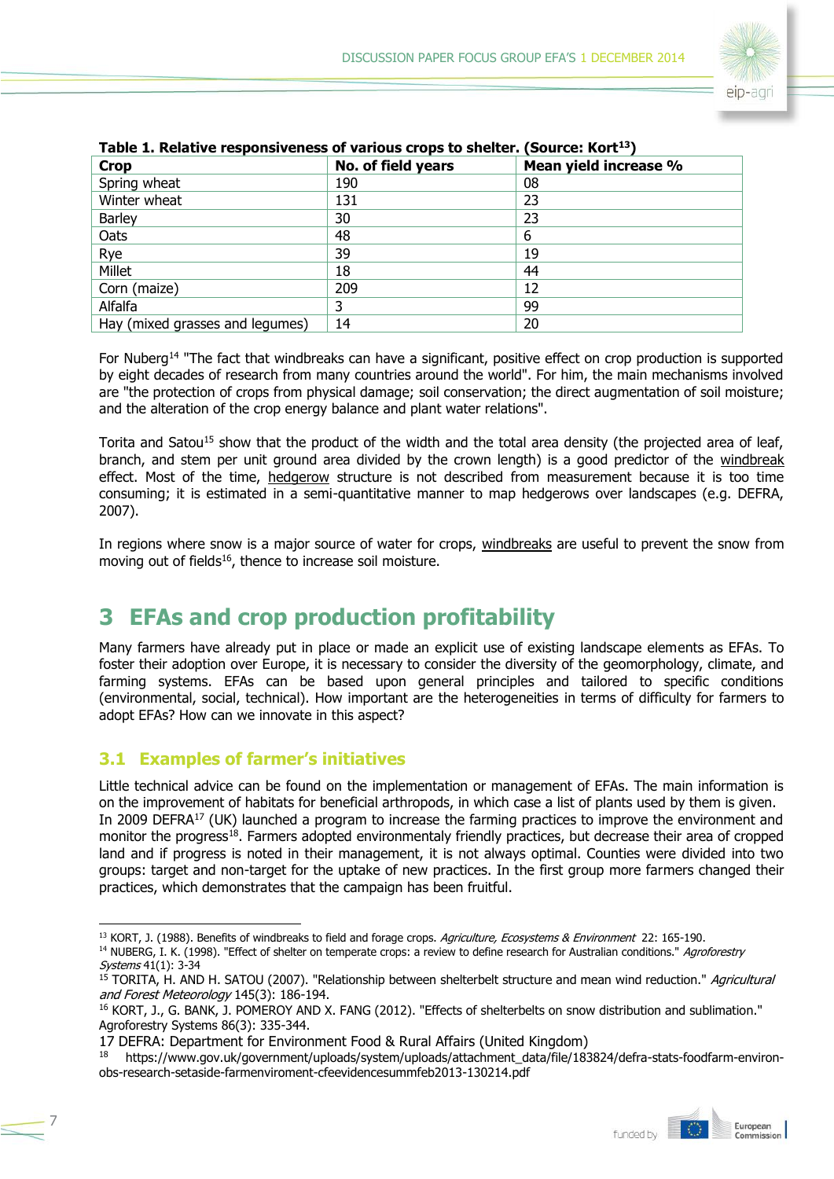**Table 1. Relative responsiveness of various crops to shelter. (Source: Kort[13])**

| Crop | No. of field years | Mean yield increase % |
|---|---|---|
| Spring wheat | 190 | 08 |
| Winter wheat | 131 | 23 |
| Barley | 30 | 23 |
| Oats | 48 | 6 |
| Rye | 39 | 19 |
| Millet | 18 | 44 |
| Corn (maize) | 209 | 12 |
| Alfalfa | 3 | 99 |
| Hay (mixed grasses and legumes) | 14 | 20 |

For Nuberg[14] "The fact that windbreaks can have a significant, positive effect on crop production is supported by eight decades of research from many countries around the world". For him, the main mechanisms involved are "the protection of crops from physical damage; soil conservation; the direct augmentation of soil moisture; and the alteration of the crop energy balance and plant water relations".

Torita and Satou[15] show that the product of the width and the total area density (the projected area of leaf, branch, and stem per unit ground area divided by the crown length) is a good predictor of the windbreak effect. Most of the time, hedgerow structure is not described from measurement because it is too time consuming; it is estimated in a semi-quantitative manner to map hedgerows over landscapes (e.g. DEFRA, 2007).

In regions where snow is a major source of water for crops, windbreaks are useful to prevent the snow from moving out of fields[16], thence to increase soil moisture.

# 3 EFAs and crop production profitability

Many farmers have already put in place or made an explicit use of existing landscape elements as EFAs. To foster their adoption over Europe, it is necessary to consider the diversity of the geomorphology, climate, and farming systems. EFAs can be based upon general principles and tailored to specific conditions (environmental, social, technical). How important are the heterogeneities in terms of difficulty for farmers to adopt EFAs? How can we innovate in this aspect?

## 3.1 Examples of farmer's initiatives

Little technical advice can be found on the implementation or management of EFAs. The main information is on the improvement of habitats for beneficial arthropods, in which case a list of plants used by them is given. In 2009 DEFRA[17] (UK) launched a program to increase the farming practices to improve the environment and monitor the progress[18]. Farmers adopted environmentaly friendly practices, but decrease their area of cropped land and if progress is noted in their management, it is not always optimal. Counties were divided into two groups: target and non-target for the uptake of new practices. In the first group more farmers changed their practices, which demonstrates that the campaign has been fruitful.

---

[13] KORT, J. (1988). Benefits of windbreaks to field and forage crops. *Agriculture, Ecosystems & Environment* 22: 165-190.

[14] NUBERG, I. K. (1998). "Effect of shelter on temperate crops: a review to define research for Australian conditions." *Agroforestry Systems* 41(1): 3-34

[15] TORITA, H. AND H. SATOU (2007). "Relationship between shelterbelt structure and mean wind reduction." *Agricultural and Forest Meteorology* 145(3): 186-194.

[16] KORT, J., G. BANK, J. POMEROY AND X. FANG (2012). "Effects of shelterbelts on snow distribution and sublimation." Agroforestry Systems 86(3): 335-344.

17 DEFRA: Department for Environment Food & Rural Affairs (United Kingdom)

[18] https://www.gov.uk/government/uploads/system/uploads/attachment_data/file/183824/defra-stats-foodfarm-environ-obs-research-setaside-farmenviroment-cfeevidencesummfeb2013-130214.pdf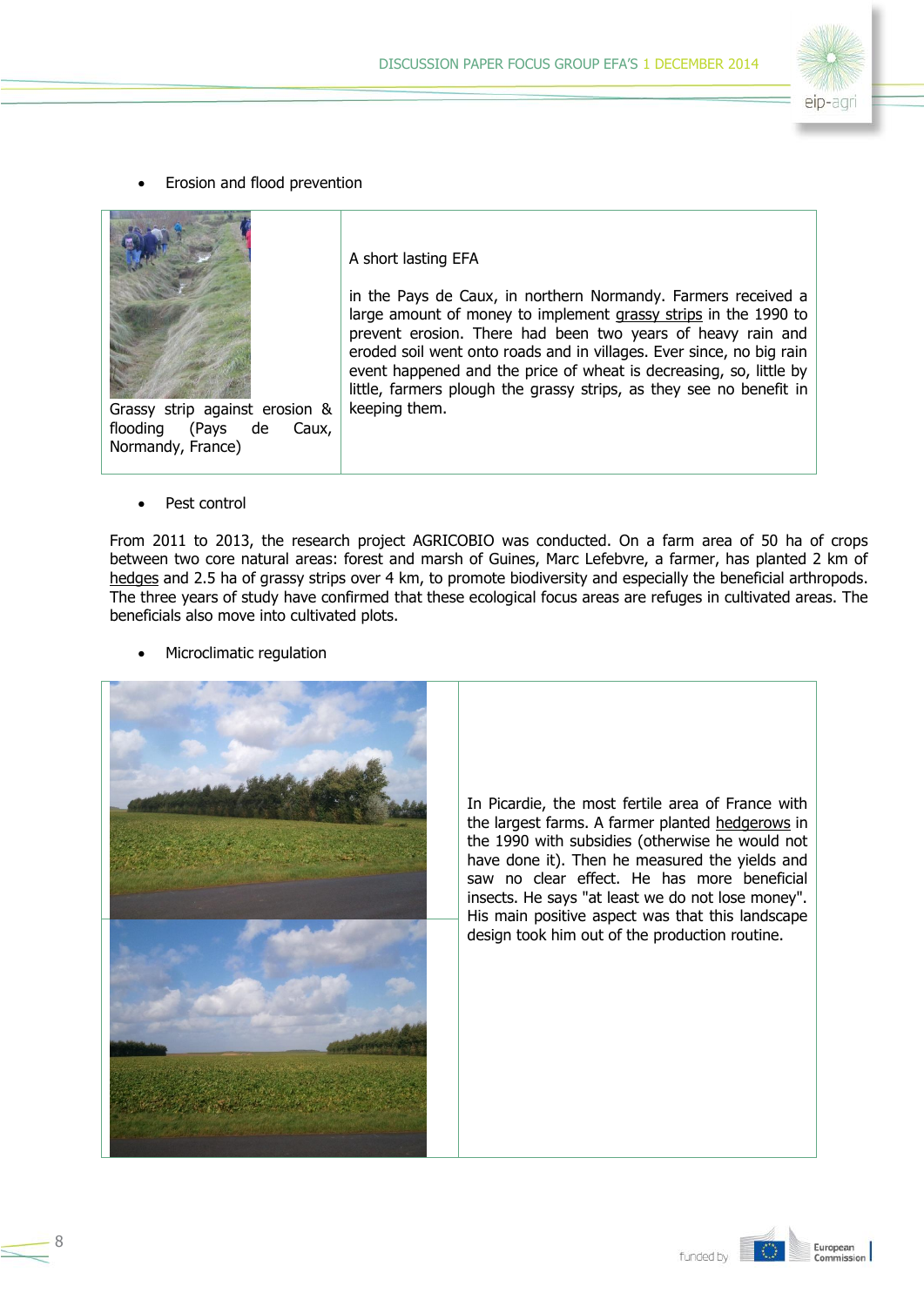- Erosion and flood prevention

| | |
|---|---|
| Grassy strip against erosion & flooding (Pays de Caux, Normandy, France) | A short lasting EFA<br><br>in the Pays de Caux, in northern Normandy. Farmers received a large amount of money to implement grassy strips in the 1990 to prevent erosion. There had been two years of heavy rain and eroded soil went onto roads and in villages. Ever since, no big rain event happened and the price of wheat is decreasing, so, little by little, farmers plough the grassy strips, as they see no benefit in keeping them. |

- Pest control

From 2011 to 2013, the research project AGRICOBIO was conducted. On a farm area of 50 ha of crops between two core natural areas: forest and marsh of Guines, Marc Lefebvre, a farmer, has planted 2 km of hedges and 2.5 ha of grassy strips over 4 km, to promote biodiversity and especially the beneficial arthropods. The three years of study have confirmed that these ecological focus areas are refuges in cultivated areas. The beneficials also move into cultivated plots.

- Microclimatic regulation

| | |
|---|---|
| | In Picardie, the most fertile area of France with the largest farms. A farmer planted hedgerows in the 1990 with subsidies (otherwise he would not have done it). Then he measured the yields and saw no clear effect. He has more beneficial insects. He says "at least we do not lose money". His main positive aspect was that this landscape design took him out of the production routine. |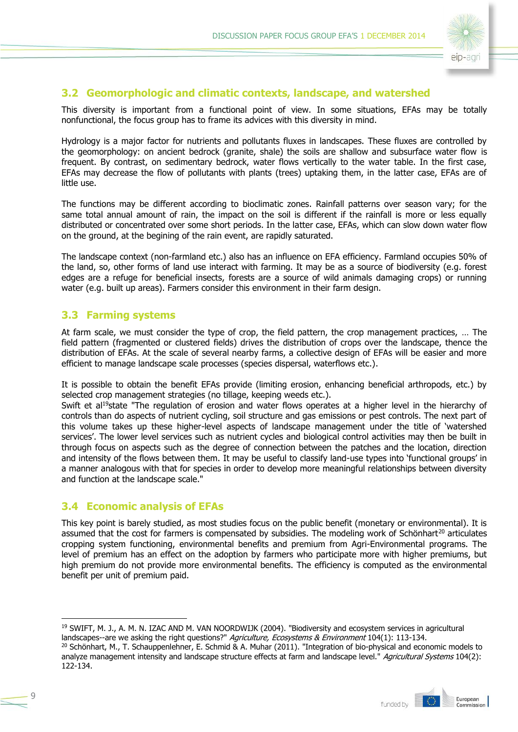## 3.2 Geomorphologic and climatic contexts, landscape, and watershed

This diversity is important from a functional point of view. In some situations, EFAs may be totally nonfunctional, the focus group has to frame its advices with this diversity in mind.

Hydrology is a major factor for nutrients and pollutants fluxes in landscapes. These fluxes are controlled by the geomorphology: on ancient bedrock (granite, shale) the soils are shallow and subsurface water flow is frequent. By contrast, on sedimentary bedrock, water flows vertically to the water table. In the first case, EFAs may decrease the flow of pollutants with plants (trees) uptaking them, in the latter case, EFAs are of little use.

The functions may be different according to bioclimatic zones. Rainfall patterns over season vary; for the same total annual amount of rain, the impact on the soil is different if the rainfall is more or less equally distributed or concentrated over some short periods. In the latter case, EFAs, which can slow down water flow on the ground, at the begining of the rain event, are rapidly saturated.

The landscape context (non-farmland etc.) also has an influence on EFA efficiency. Farmland occupies 50% of the land, so, other forms of land use interact with farming. It may be as a source of biodiversity (e.g. forest edges are a refuge for beneficial insects, forests are a source of wild animals damaging crops) or running water (e.g. built up areas). Farmers consider this environment in their farm design.

## 3.3 Farming systems

At farm scale, we must consider the type of crop, the field pattern, the crop management practices, … The field pattern (fragmented or clustered fields) drives the distribution of crops over the landscape, thence the distribution of EFAs. At the scale of several nearby farms, a collective design of EFAs will be easier and more efficient to manage landscape scale processes (species dispersal, waterflows etc.).

It is possible to obtain the benefit EFAs provide (limiting erosion, enhancing beneficial arthropods, etc.) by selected crop management strategies (no tillage, keeping weeds etc.).
Swift et al[19]state "The regulation of erosion and water flows operates at a higher level in the hierarchy of controls than do aspects of nutrient cycling, soil structure and gas emissions or pest controls. The next part of this volume takes up these higher-level aspects of landscape management under the title of 'watershed services'. The lower level services such as nutrient cycles and biological control activities may then be built in through focus on aspects such as the degree of connection between the patches and the location, direction and intensity of the flows between them. It may be useful to classify land-use types into 'functional groups' in a manner analogous with that for species in order to develop more meaningful relationships between diversity and function at the landscape scale."

## 3.4 Economic analysis of EFAs

This key point is barely studied, as most studies focus on the public benefit (monetary or environmental). It is assumed that the cost for farmers is compensated by subsidies. The modeling work of Schönhart[20] articulates cropping system functioning, environmental benefits and premium from Agri-Environmental programs. The level of premium has an effect on the adoption by farmers who participate more with higher premiums, but high premium do not provide more environmental benefits. The efficiency is computed as the environmental benefit per unit of premium paid.

---

[19] SWIFT, M. J., A. M. N. IZAC AND M. VAN NOORDWIJK (2004). "Biodiversity and ecosystem services in agricultural landscapes--are we asking the right questions?" *Agriculture, Ecosystems & Environment* 104(1): 113-134.

[20] Schönhart, M., T. Schauppenlehner, E. Schmid & A. Muhar (2011). "Integration of bio-physical and economic models to analyze management intensity and landscape structure effects at farm and landscape level." *Agricultural Systems* 104(2): 122-134.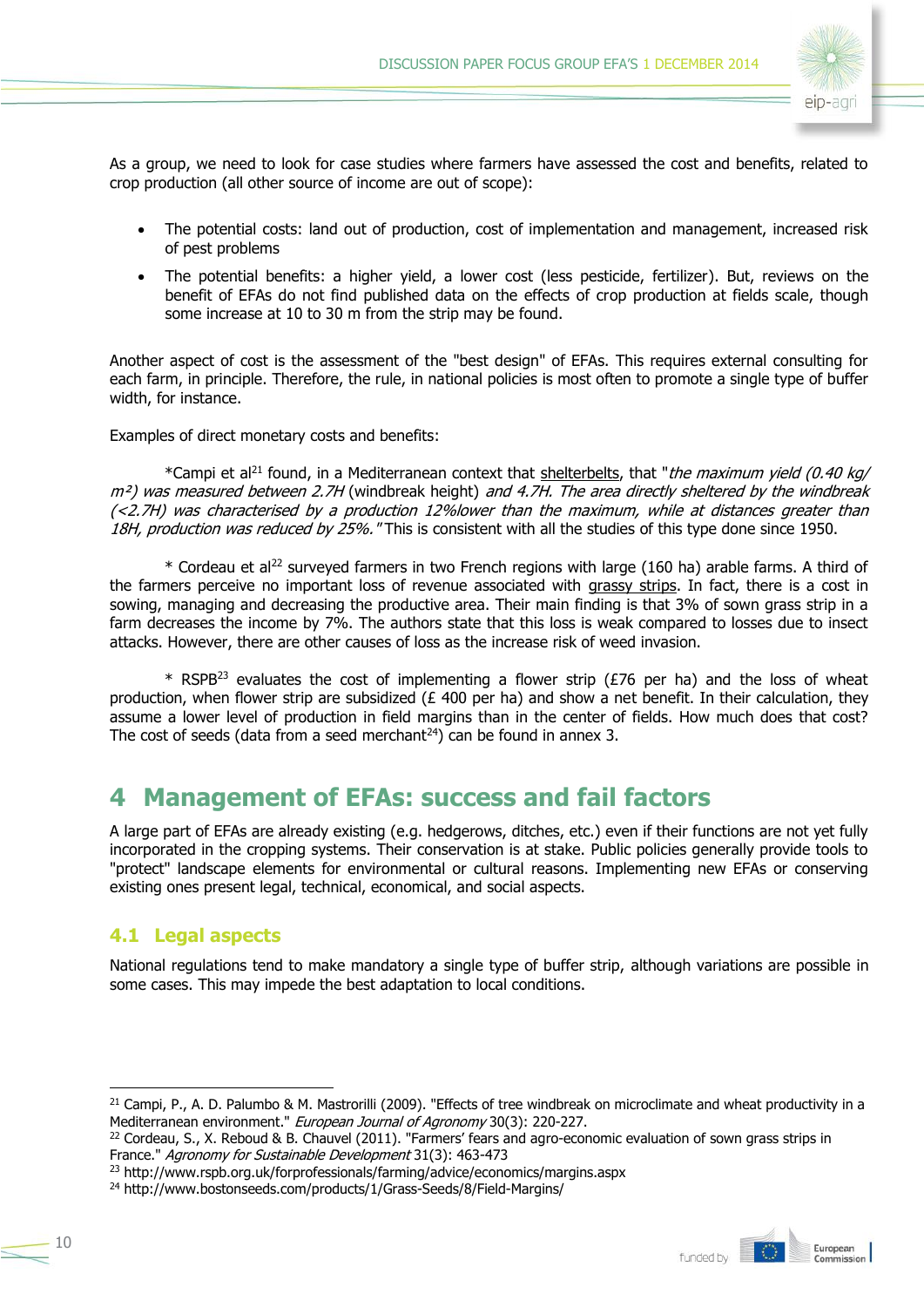As a group, we need to look for case studies where farmers have assessed the cost and benefits, related to crop production (all other source of income are out of scope):

- The potential costs: land out of production, cost of implementation and management, increased risk of pest problems
- The potential benefits: a higher yield, a lower cost (less pesticide, fertilizer). But, reviews on the benefit of EFAs do not find published data on the effects of crop production at fields scale, though some increase at 10 to 30 m from the strip may be found.

Another aspect of cost is the assessment of the "best design" of EFAs. This requires external consulting for each farm, in principle. Therefore, the rule, in national policies is most often to promote a single type of buffer width, for instance.

Examples of direct monetary costs and benefits:

*Campi et al[21] found, in a Mediterranean context that shelterbelts, that "*the maximum yield (0.40 kg/m²) was measured between 2.7H* (windbreak height) *and 4.7H. The area directly sheltered by the windbreak (<2.7H) was characterised by a production 12%lower than the maximum, while at distances greater than 18H, production was reduced by 25%."* This is consistent with all the studies of this type done since 1950.

* Cordeau et al[22] surveyed farmers in two French regions with large (160 ha) arable farms. A third of the farmers perceive no important loss of revenue associated with grassy strips. In fact, there is a cost in sowing, managing and decreasing the productive area. Their main finding is that 3% of sown grass strip in a farm decreases the income by 7%. The authors state that this loss is weak compared to losses due to insect attacks. However, there are other causes of loss as the increase risk of weed invasion.

* RSPB[23] evaluates the cost of implementing a flower strip (£76 per ha) and the loss of wheat production, when flower strip are subsidized (£ 400 per ha) and show a net benefit. In their calculation, they assume a lower level of production in field margins than in the center of fields. How much does that cost? The cost of seeds (data from a seed merchant[24]) can be found in annex 3.

# 4 Management of EFAs: success and fail factors

A large part of EFAs are already existing (e.g. hedgerows, ditches, etc.) even if their functions are not yet fully incorporated in the cropping systems. Their conservation is at stake. Public policies generally provide tools to "protect" landscape elements for environmental or cultural reasons. Implementing new EFAs or conserving existing ones present legal, technical, economical, and social aspects.

## 4.1 Legal aspects

National regulations tend to make mandatory a single type of buffer strip, although variations are possible in some cases. This may impede the best adaptation to local conditions.

---

[21] Campi, P., A. D. Palumbo & M. Mastrorilli (2009). "Effects of tree windbreak on microclimate and wheat productivity in a Mediterranean environment." *European Journal of Agronomy* 30(3): 220-227.

[22] Cordeau, S., X. Reboud & B. Chauvel (2011). "Farmers' fears and agro-economic evaluation of sown grass strips in France." *Agronomy for Sustainable Development* 31(3): 463-473

[23] http://www.rspb.org.uk/forprofessionals/farming/advice/economics/margins.aspx

[24] http://www.bostonseeds.com/products/1/Grass-Seeds/8/Field-Margins/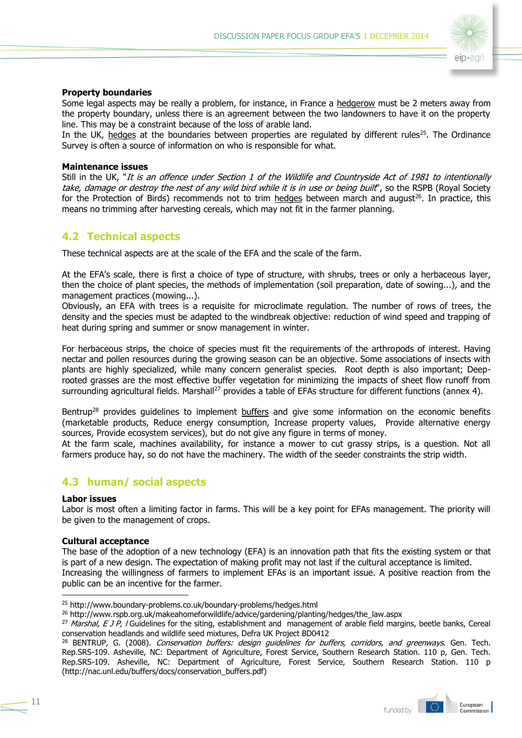**Property boundaries**

Some legal aspects may be really a problem, for instance, in France a hedgerow must be 2 meters away from the property boundary, unless there is an agreement between the two landowners to have it on the property line. This may be a constraint because of the loss of arable land.

In the UK, hedges at the boundaries between properties are regulated by different rules[25]. The Ordinance Survey is often a source of information on who is responsible for what.

**Maintenance issues**

Still in the UK, "*It is an offence under Section 1 of the Wildlife and Countryside Act of 1981 to intentionally take, damage or destroy the nest of any wild bird while it is in use or being built*", so the RSPB (Royal Society for the Protection of Birds) recommends not to trim hedges between march and august[26]. In practice, this means no trimming after harvesting cereals, which may not fit in the farmer planning.

## 4.2 Technical aspects

These technical aspects are at the scale of the EFA and the scale of the farm.

At the EFA's scale, there is first a choice of type of structure, with shrubs, trees or only a herbaceous layer, then the choice of plant species, the methods of implementation (soil preparation, date of sowing...), and the management practices (mowing...).

Obviously, an EFA with trees is a requisite for microclimate regulation. The number of rows of trees, the density and the species must be adapted to the windbreak objective: reduction of wind speed and trapping of heat during spring and summer or snow management in winter.

For herbaceous strips, the choice of species must fit the requirements of the arthropods of interest. Having nectar and pollen resources during the growing season can be an objective. Some associations of insects with plants are highly specialized, while many concern generalist species. Root depth is also important; Deep-rooted grasses are the most effective buffer vegetation for minimizing the impacts of sheet flow runoff from surrounding agricultural fields. Marshall[27] provides a table of EFAs structure for different functions (annex 4).

Bentrup[28] provides guidelines to implement buffers and give some information on the economic benefits (marketable products, Reduce energy consumption, Increase property values, Provide alternative energy sources, Provide ecosystem services), but do not give any figure in terms of money.

At the farm scale, machines availability, for instance a mower to cut grassy strips, is a question. Not all farmers produce hay, so do not have the machinery. The width of the seeder constraints the strip width.

## 4.3 human/ social aspects

**Labor issues**

Labor is most often a limiting factor in farms. This will be a key point for EFAs management. The priority will be given to the management of crops.

**Cultural acceptance**

The base of the adoption of a new technology (EFA) is an innovation path that fits the existing system or that is part of a new design. The expectation of making profit may not last if the cultural acceptance is limited.

Increasing the willingness of farmers to implement EFAs is an important issue. A positive reaction from the public can be an incentive for the farmer.

---

[25] http://www.boundary-problems.co.uk/boundary-problems/hedges.html

[26] http://www.rspb.org.uk/makeahomeforwildlife/advice/gardening/planting/hedges/the_law.aspx

[27] *Marshal, E J P,* / Guidelines for the siting, establishment and management of arable field margins, beetle banks, Cereal conservation headlands and wildlife seed mixtures, Defra UK Project BD0412

[28] BENTRUP, G. (2008). *Conservation buffers: design guidelines for buffers, corridors, and greenways*. Gen. Tech. Rep.SRS-109. Asheville, NC: Department of Agriculture, Forest Service, Southern Research Station. 110 p, Gen. Tech. Rep.SRS-109. Asheville, NC: Department of Agriculture, Forest Service, Southern Research Station. 110 p (http://nac.unl.edu/buffers/docs/conservation_buffers.pdf)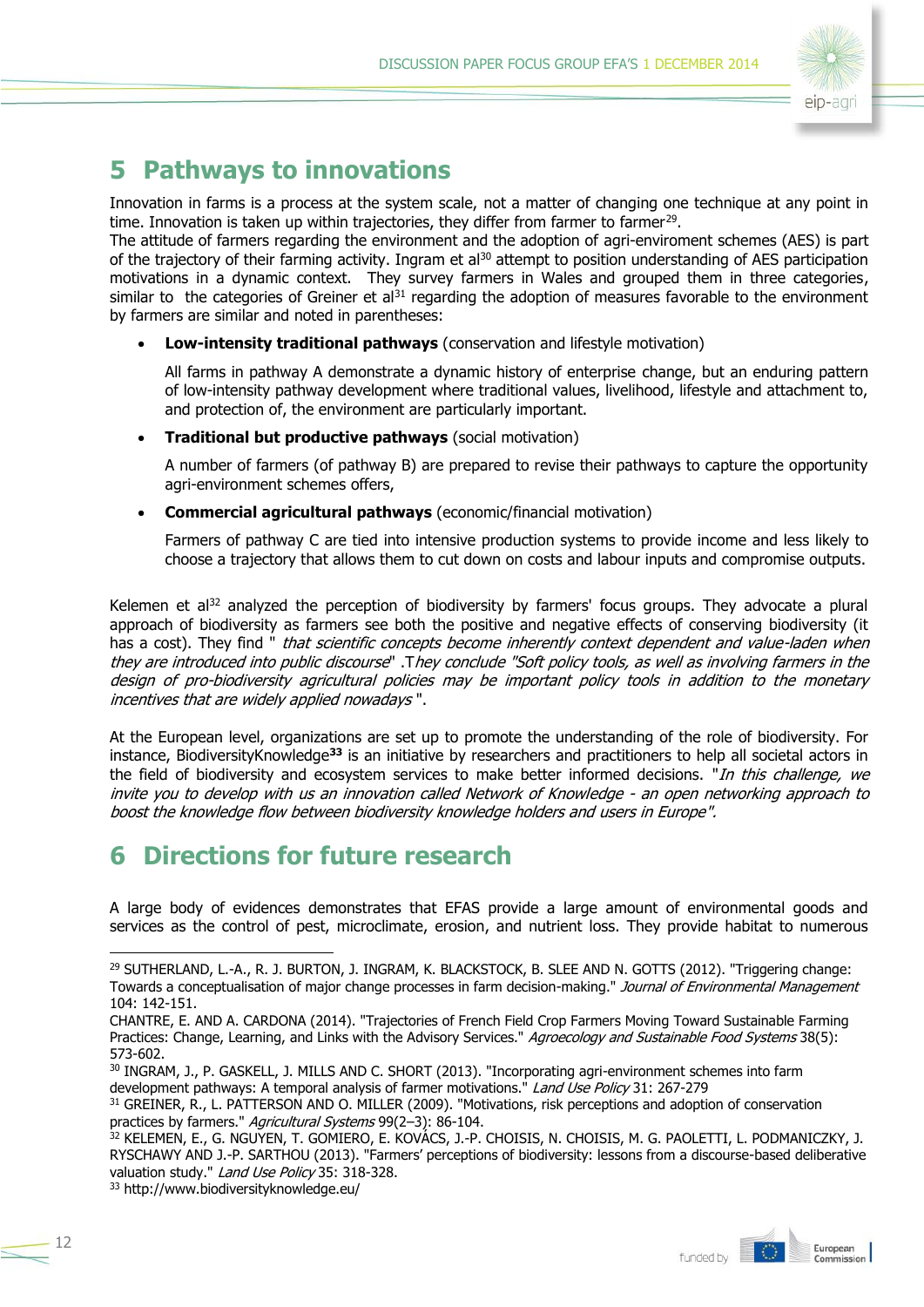## 5 Pathways to innovations

Innovation in farms is a process at the system scale, not a matter of changing one technique at any point in time. Innovation is taken up within trajectories, they differ from farmer to farmer[29].
The attitude of farmers regarding the environment and the adoption of agri-enviroment schemes (AES) is part of the trajectory of their farming activity. Ingram et al[30] attempt to position understanding of AES participation motivations in a dynamic context. They survey farmers in Wales and grouped them in three categories, similar to the categories of Greiner et al[31] regarding the adoption of measures favorable to the environment by farmers are similar and noted in parentheses:

- **Low-intensity traditional pathways** (conservation and lifestyle motivation)

  All farms in pathway A demonstrate a dynamic history of enterprise change, but an enduring pattern of low-intensity pathway development where traditional values, livelihood, lifestyle and attachment to, and protection of, the environment are particularly important.

- **Traditional but productive pathways** (social motivation)

  A number of farmers (of pathway B) are prepared to revise their pathways to capture the opportunity agri-environment schemes offers,

- **Commercial agricultural pathways** (economic/financial motivation)

  Farmers of pathway C are tied into intensive production systems to provide income and less likely to choose a trajectory that allows them to cut down on costs and labour inputs and compromise outputs.

Kelemen et al[32] analyzed the perception of biodiversity by farmers' focus groups. They advocate a plural approach of biodiversity as farmers see both the positive and negative effects of conserving biodiversity (it has a cost). They find " *that scientific concepts become inherently context dependent and value-laden when they are introduced into public discourse*" .T*hey conclude "Soft policy tools, as well as involving farmers in the design of pro-biodiversity agricultural policies may be important policy tools in addition to the monetary incentives that are widely applied nowadays* ".

At the European level, organizations are set up to promote the understanding of the role of biodiversity. For instance, BiodiversityKnowledge[33] is an initiative by researchers and practitioners to help all societal actors in the field of biodiversity and ecosystem services to make better informed decisions. "*In this challenge, we invite you to develop with us an innovation called Network of Knowledge - an open networking approach to boost the knowledge flow between biodiversity knowledge holders and users in Europe".*

## 6 Directions for future research

A large body of evidences demonstrates that EFAS provide a large amount of environmental goods and services as the control of pest, microclimate, erosion, and nutrient loss. They provide habitat to numerous

---

[29] SUTHERLAND, L.-A., R. J. BURTON, J. INGRAM, K. BLACKSTOCK, B. SLEE AND N. GOTTS (2012). "Triggering change: Towards a conceptualisation of major change processes in farm decision-making." *Journal of Environmental Management* 104: 142-151.
CHANTRE, E. AND A. CARDONA (2014). "Trajectories of French Field Crop Farmers Moving Toward Sustainable Farming Practices: Change, Learning, and Links with the Advisory Services." *Agroecology and Sustainable Food Systems* 38(5): 573-602.

[30] INGRAM, J., P. GASKELL, J. MILLS AND C. SHORT (2013). "Incorporating agri-environment schemes into farm development pathways: A temporal analysis of farmer motivations." *Land Use Policy* 31: 267-279

[31] GREINER, R., L. PATTERSON AND O. MILLER (2009). "Motivations, risk perceptions and adoption of conservation practices by farmers." *Agricultural Systems* 99(2–3): 86-104.

[32] KELEMEN, E., G. NGUYEN, T. GOMIERO, E. KOVÁCS, J.-P. CHOISIS, N. CHOISIS, M. G. PAOLETTI, L. PODMANICZKY, J. RYSCHAWY AND J.-P. SARTHOU (2013). "Farmers' perceptions of biodiversity: lessons from a discourse-based deliberative valuation study." *Land Use Policy* 35: 318-328.

[33] http://www.biodiversityknowledge.eu/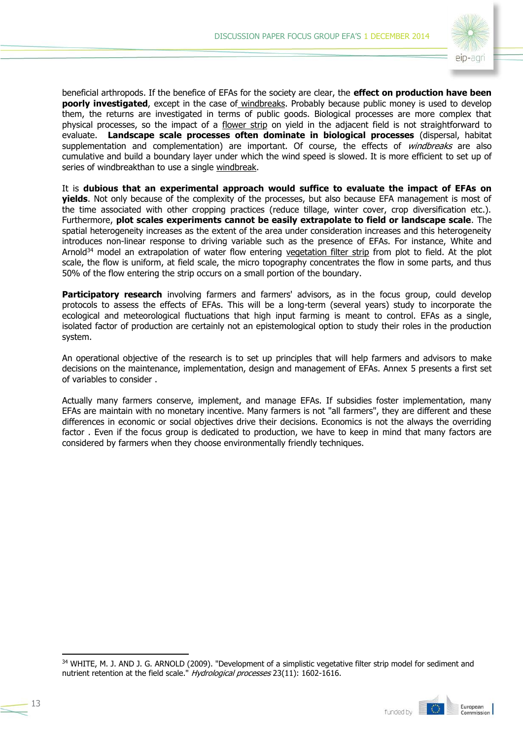beneficial arthropods. If the benefice of EFAs for the society are clear, the **effect on production have been poorly investigated**, except in the case of windbreaks. Probably because public money is used to develop them, the returns are investigated in terms of public goods. Biological processes are more complex that physical processes, so the impact of a flower strip on yield in the adjacent field is not straightforward to evaluate. **Landscape scale processes often dominate in biological processes** (dispersal, habitat supplementation and complementation) are important. Of course, the effects of *windbreaks* are also cumulative and build a boundary layer under which the wind speed is slowed. It is more efficient to set up of series of windbreakthan to use a single windbreak.

It is **dubious that an experimental approach would suffice to evaluate the impact of EFAs on yields**. Not only because of the complexity of the processes, but also because EFA management is most of the time associated with other cropping practices (reduce tillage, winter cover, crop diversification etc.). Furthermore, **plot scales experiments cannot be easily extrapolate to field or landscape scale**. The spatial heterogeneity increases as the extent of the area under consideration increases and this heterogeneity introduces non-linear response to driving variable such as the presence of EFAs. For instance, White and Arnold[34] model an extrapolation of water flow entering vegetation filter strip from plot to field. At the plot scale, the flow is uniform, at field scale, the micro topography concentrates the flow in some parts, and thus 50% of the flow entering the strip occurs on a small portion of the boundary.

**Participatory research** involving farmers and farmers' advisors, as in the focus group, could develop protocols to assess the effects of EFAs. This will be a long-term (several years) study to incorporate the ecological and meteorological fluctuations that high input farming is meant to control. EFAs as a single, isolated factor of production are certainly not an epistemological option to study their roles in the production system.

An operational objective of the research is to set up principles that will help farmers and advisors to make decisions on the maintenance, implementation, design and management of EFAs. Annex 5 presents a first set of variables to consider .

Actually many farmers conserve, implement, and manage EFAs. If subsidies foster implementation, many EFAs are maintain with no monetary incentive. Many farmers is not "all farmers", they are different and these differences in economic or social objectives drive their decisions. Economics is not the always the overriding factor . Even if the focus group is dedicated to production, we have to keep in mind that many factors are considered by farmers when they choose environmentally friendly techniques.

[34] WHITE, M. J. AND J. G. ARNOLD (2009). "Development of a simplistic vegetative filter strip model for sediment and nutrient retention at the field scale." *Hydrological processes* 23(11): 1602-1616.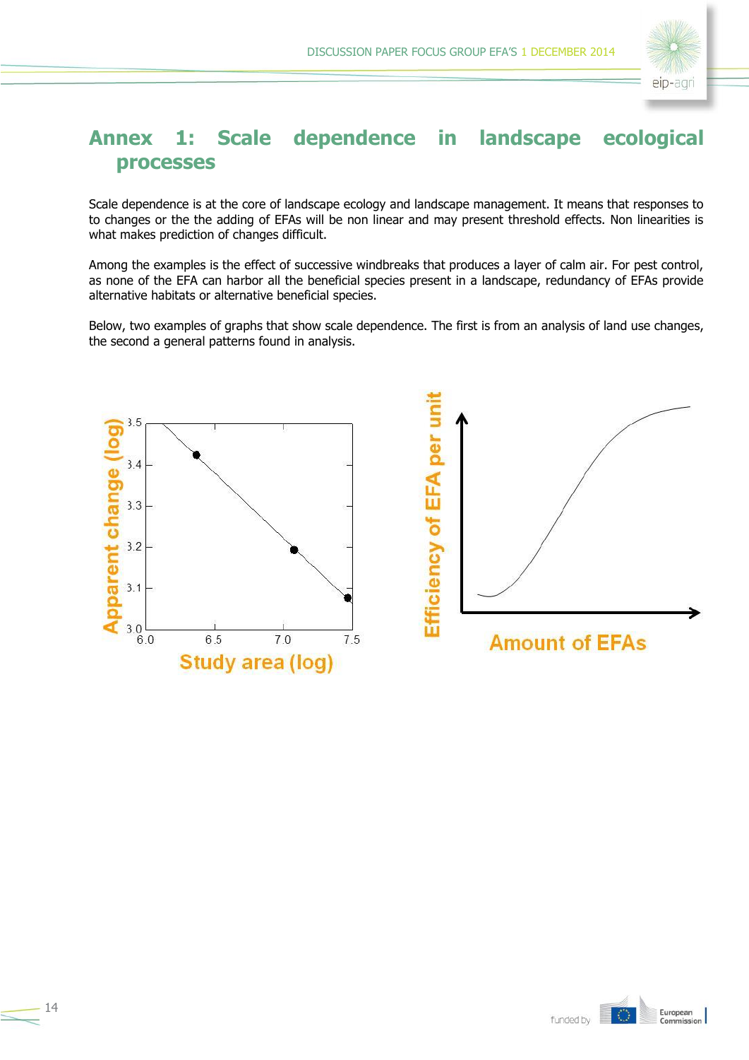# Annex 1: Scale dependence in landscape ecological processes

Scale dependence is at the core of landscape ecology and landscape management. It means that responses to to changes or the the adding of EFAs will be non linear and may present threshold effects. Non linearities is what makes prediction of changes difficult.

Among the examples is the effect of successive windbreaks that produces a layer of calm air. For pest control, as none of the EFA can harbor all the beneficial species present in a landscape, redundancy of EFAs provide alternative habitats or alternative beneficial species.

Below, two examples of graphs that show scale dependence. The first is from an analysis of land use changes, the second a general patterns found in analysis.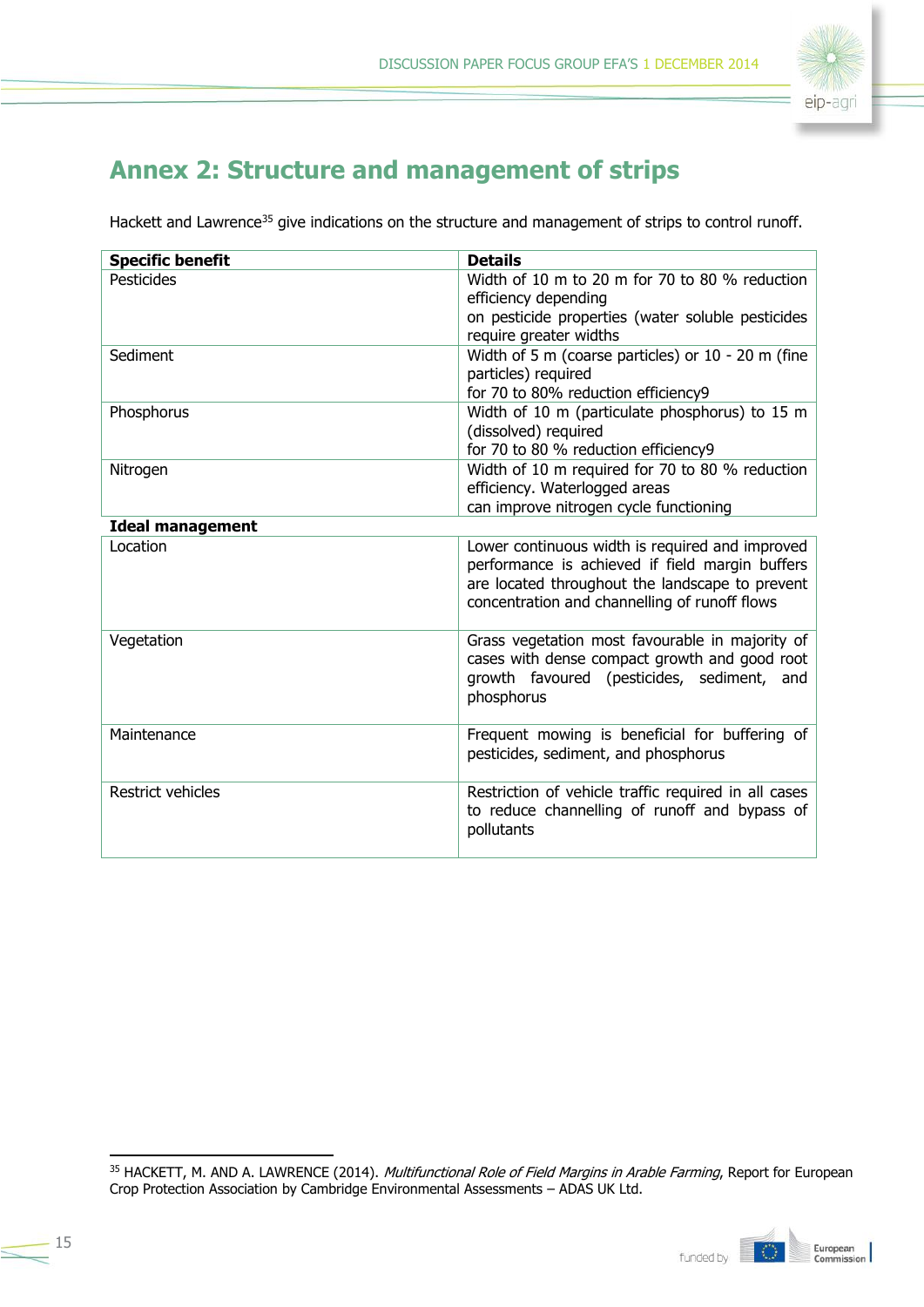## Annex 2: Structure and management of strips

Hackett and Lawrence[35] give indications on the structure and management of strips to control runoff.

| **Specific benefit** | **Details** |
|---|---|
| Pesticides | Width of 10 m to 20 m for 70 to 80 % reduction efficiency depending on pesticide properties (water soluble pesticides require greater widths |
| Sediment | Width of 5 m (coarse particles) or 10 - 20 m (fine particles) required for 70 to 80% reduction efficiency9 |
| Phosphorus | Width of 10 m (particulate phosphorus) to 15 m (dissolved) required for 70 to 80 % reduction efficiency9 |
| Nitrogen | Width of 10 m required for 70 to 80 % reduction efficiency. Waterlogged areas can improve nitrogen cycle functioning |
| **Ideal management** | |
| Location | Lower continuous width is required and improved performance is achieved if field margin buffers are located throughout the landscape to prevent concentration and channelling of runoff flows |
| Vegetation | Grass vegetation most favourable in majority of cases with dense compact growth and good root growth favoured (pesticides, sediment, and phosphorus |
| Maintenance | Frequent mowing is beneficial for buffering of pesticides, sediment, and phosphorus |
| Restrict vehicles | Restriction of vehicle traffic required in all cases to reduce channelling of runoff and bypass of pollutants |

[35] HACKETT, M. AND A. LAWRENCE (2014). *Multifunctional Role of Field Margins in Arable Farming*, Report for European Crop Protection Association by Cambridge Environmental Assessments – ADAS UK Ltd.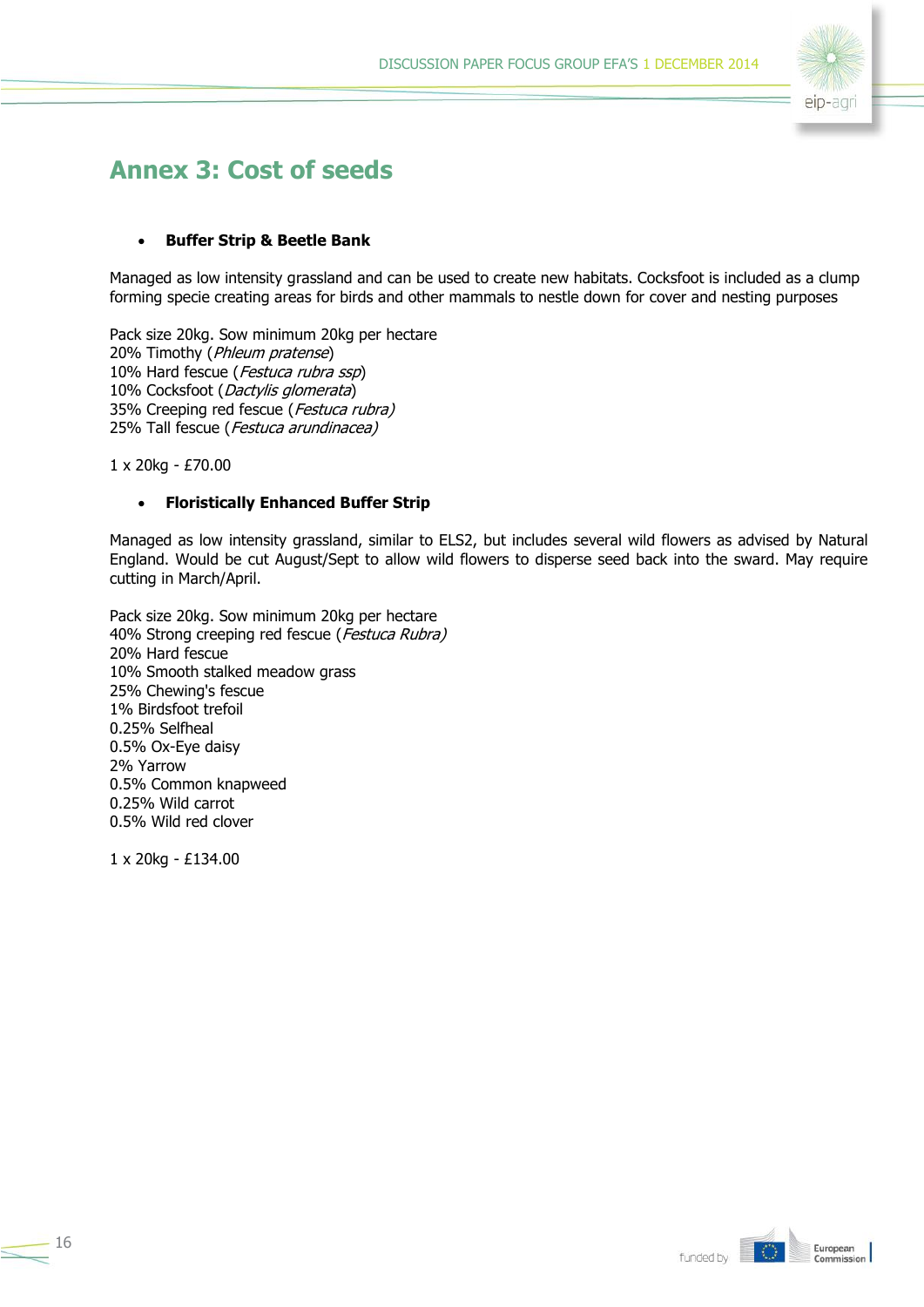# Annex 3: Cost of seeds

- **Buffer Strip & Beetle Bank**

Managed as low intensity grassland and can be used to create new habitats. Cocksfoot is included as a clump forming specie creating areas for birds and other mammals to nestle down for cover and nesting purposes

Pack size 20kg. Sow minimum 20kg per hectare
20% Timothy (*Phleum pratense*)
10% Hard fescue (*Festuca rubra ssp*)
10% Cocksfoot (*Dactylis glomerata*)
35% Creeping red fescue (*Festuca rubra)*
25% Tall fescue (*Festuca arundinacea)*

1 x 20kg - £70.00

- **Floristically Enhanced Buffer Strip**

Managed as low intensity grassland, similar to ELS2, but includes several wild flowers as advised by Natural England. Would be cut August/Sept to allow wild flowers to disperse seed back into the sward. May require cutting in March/April.

Pack size 20kg. Sow minimum 20kg per hectare
40% Strong creeping red fescue (*Festuca Rubra)*
20% Hard fescue
10% Smooth stalked meadow grass
25% Chewing's fescue
1% Birdsfoot trefoil
0.25% Selfheal
0.5% Ox-Eye daisy
2% Yarrow
0.5% Common knapweed
0.25% Wild carrot
0.5% Wild red clover

1 x 20kg - £134.00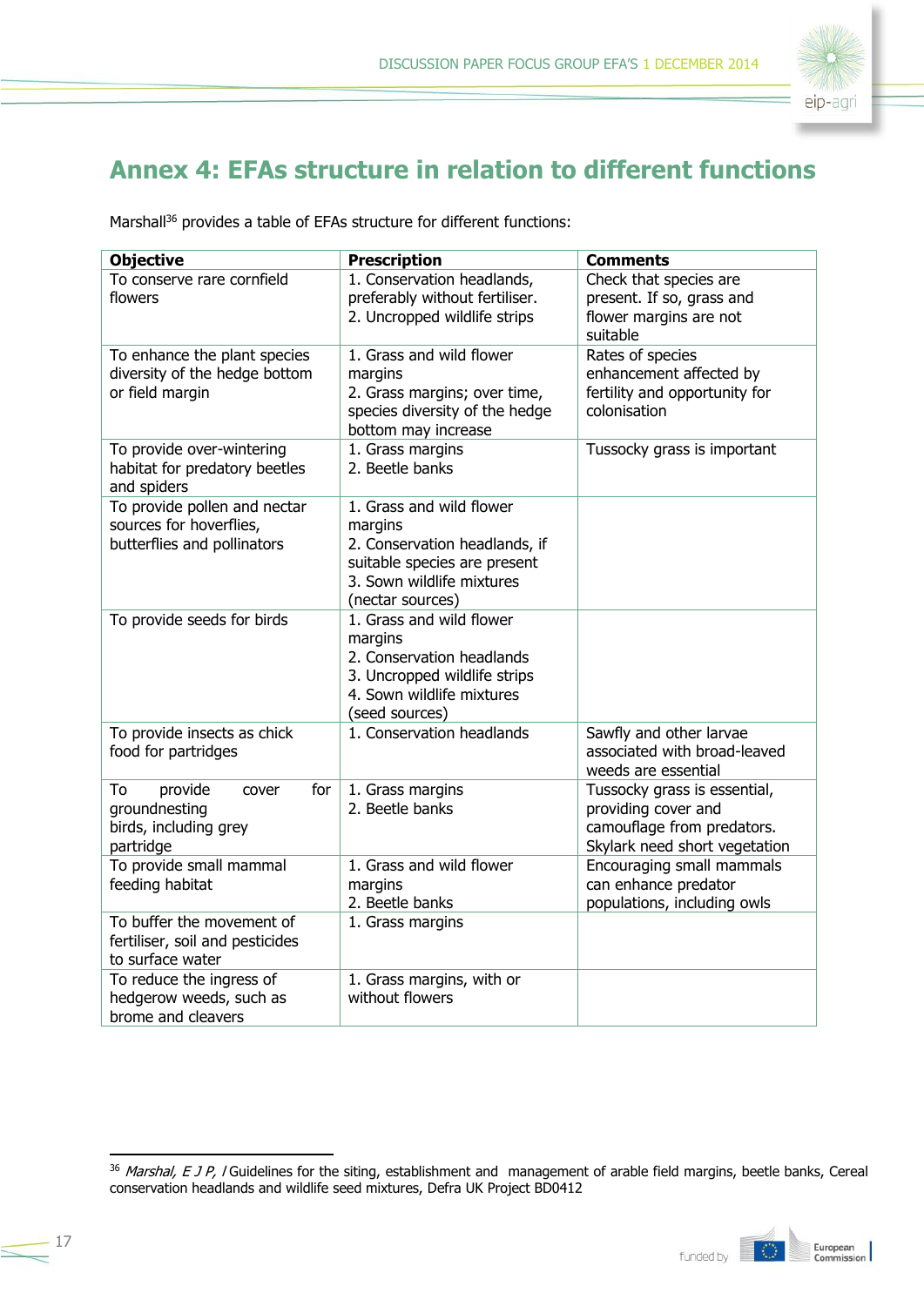## Annex 4: EFAs structure in relation to different functions

Marshall[36] provides a table of EFAs structure for different functions:

| Objective | Prescription | Comments |
|---|---|---|
| To conserve rare cornfield flowers | 1. Conservation headlands, preferably without fertiliser. 2. Uncropped wildlife strips | Check that species are present. If so, grass and flower margins are not suitable |
| To enhance the plant species diversity of the hedge bottom or field margin | 1. Grass and wild flower margins 2. Grass margins; over time, species diversity of the hedge bottom may increase | Rates of species enhancement affected by fertility and opportunity for colonisation |
| To provide over-wintering habitat for predatory beetles and spiders | 1. Grass margins 2. Beetle banks | Tussocky grass is important |
| To provide pollen and nectar sources for hoverflies, butterflies and pollinators | 1. Grass and wild flower margins 2. Conservation headlands, if suitable species are present 3. Sown wildlife mixtures (nectar sources) | |
| To provide seeds for birds | 1. Grass and wild flower margins 2. Conservation headlands 3. Uncropped wildlife strips 4. Sown wildlife mixtures (seed sources) | |
| To provide insects as chick food for partridges | 1. Conservation headlands | Sawfly and other larvae associated with broad-leaved weeds are essential |
| To provide cover for groundnesting birds, including grey partridge | 1. Grass margins 2. Beetle banks | Tussocky grass is essential, providing cover and camouflage from predators. Skylark need short vegetation |
| To provide small mammal feeding habitat | 1. Grass and wild flower margins 2. Beetle banks | Encouraging small mammals can enhance predator populations, including owls |
| To buffer the movement of fertiliser, soil and pesticides to surface water | 1. Grass margins | |
| To reduce the ingress of hedgerow weeds, such as brome and cleavers | 1. Grass margins, with or without flowers | |

[36] *Marshal, E J P, /* Guidelines for the siting, establishment and management of arable field margins, beetle banks, Cereal conservation headlands and wildlife seed mixtures, Defra UK Project BD0412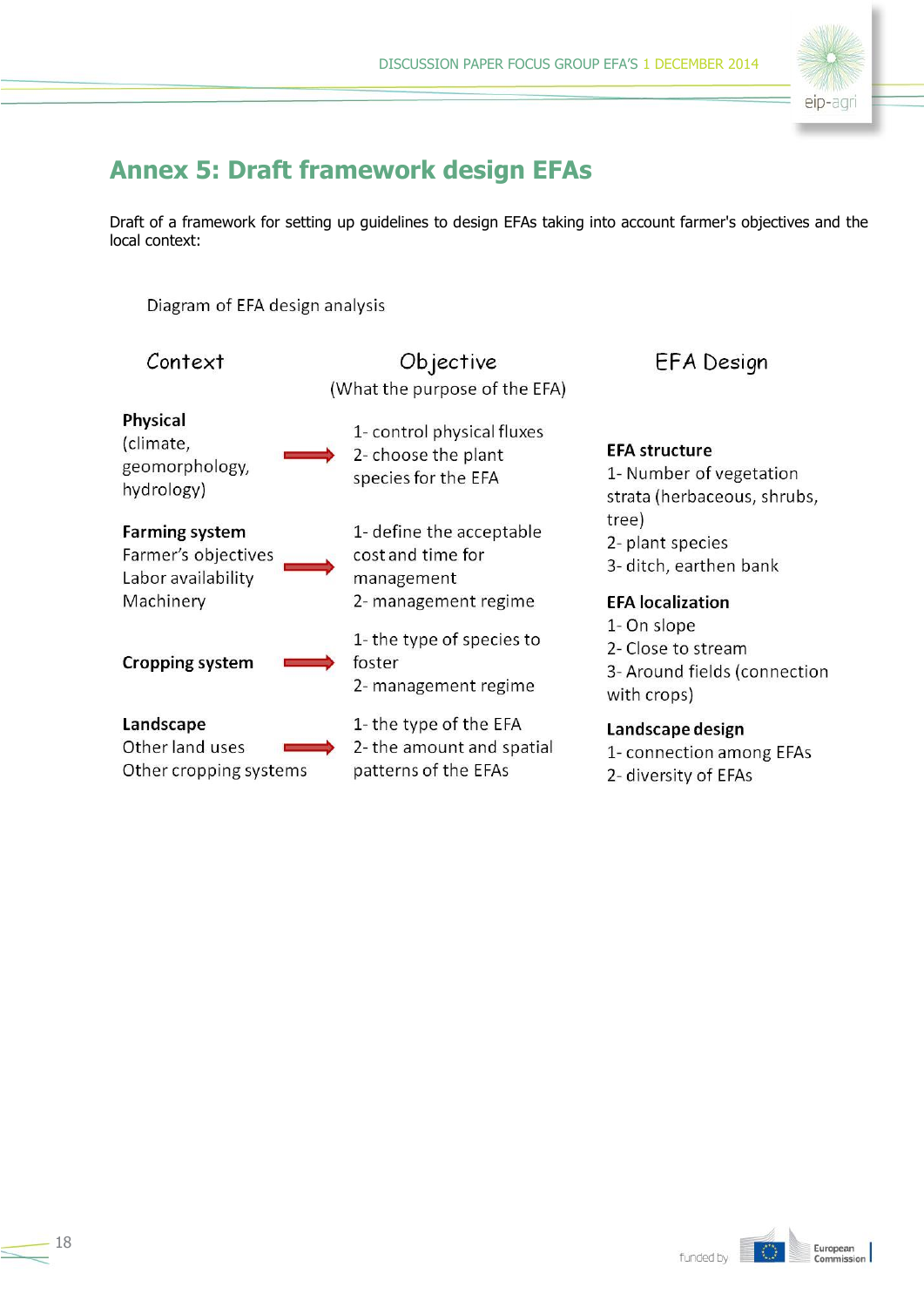# Annex 5: Draft framework design EFAs

Draft of a framework for setting up guidelines to design EFAs taking into account farmer's objectives and the local context:

Diagram of EFA design analysis

| Context | Objective (What the purpose of the EFA) | EFA Design |
|---|---|---|
| **Physical** (climate, geomorphology, hydrology) | 1- control physical fluxes<br>2- choose the plant species for the EFA | **EFA structure**<br>1- Number of vegetation strata (herbaceous, shrubs, tree)<br>2- plant species<br>3- ditch, earthen bank |
| **Farming system**<br>Farmer's objectives<br>Labor availability<br>Machinery | 1- define the acceptable cost and time for management<br>2- management regime | **EFA localization**<br>1- On slope<br>2- Close to stream<br>3- Around fields (connection with crops) |
| **Cropping system** | 1- the type of species to foster<br>2- management regime | |
| **Landscape**<br>Other land uses<br>Other cropping systems | 1- the type of the EFA<br>2- the amount and spatial patterns of the EFAs | **Landscape design**<br>1- connection among EFAs<br>2- diversity of EFAs |